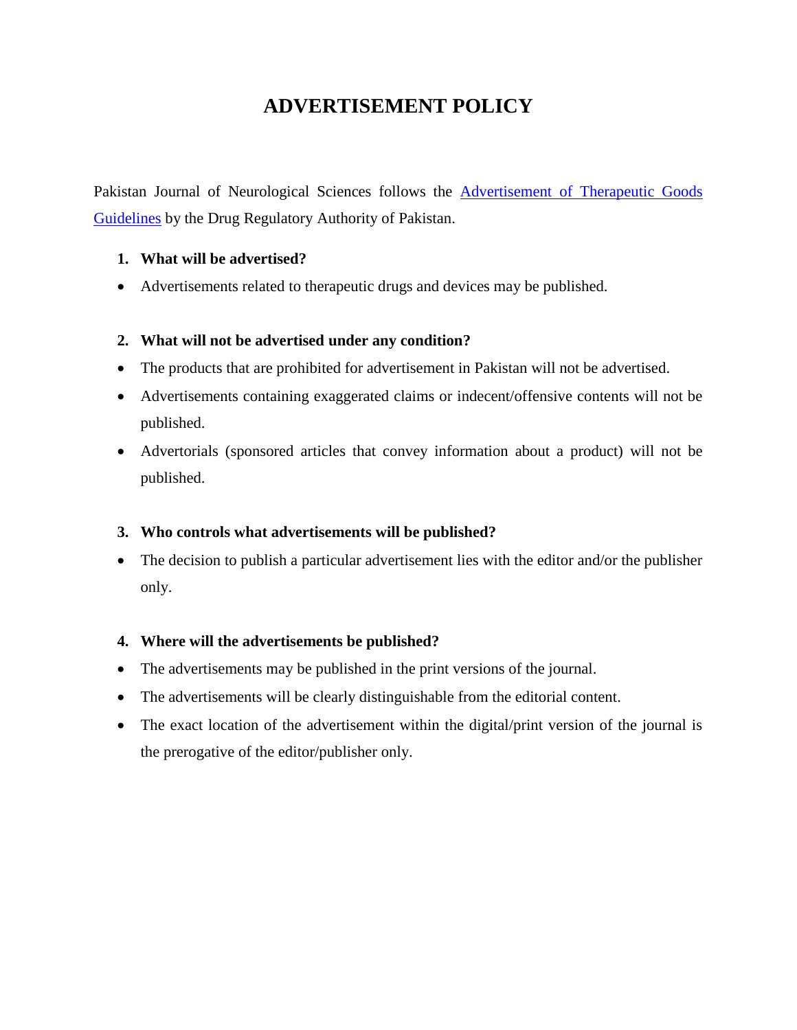# ADVERTISEMENT POLICY

Pakistan Journal of Neurological Sciences follows the [Advertisement of Therapeutic Goods Guidelines] by the Drug Regulatory Authority of Pakistan.

1. **What will be advertised?**

- Advertisements related to therapeutic drugs and devices may be published.

2. **What will not be advertised under any condition?**

- The products that are prohibited for advertisement in Pakistan will not be advertised.
- Advertisements containing exaggerated claims or indecent/offensive contents will not be published.
- Advertorials (sponsored articles that convey information about a product) will not be published.

3. **Who controls what advertisements will be published?**

- The decision to publish a particular advertisement lies with the editor and/or the publisher only.

4. **Where will the advertisements be published?**

- The advertisements may be published in the print versions of the journal.
- The advertisements will be clearly distinguishable from the editorial content.
- The exact location of the advertisement within the digital/print version of the journal is the prerogative of the editor/publisher only.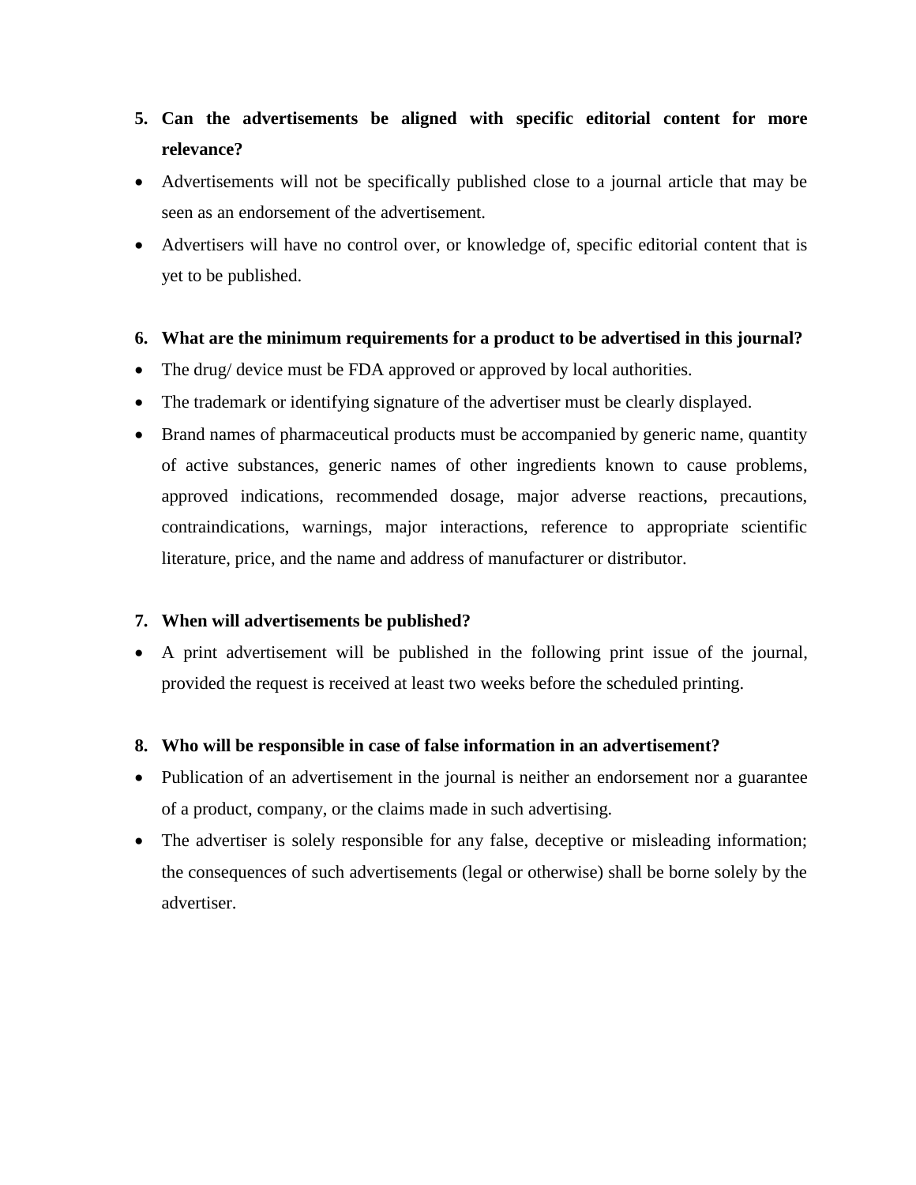5. **Can the advertisements be aligned with specific editorial content for more relevance?**

- Advertisements will not be specifically published close to a journal article that may be seen as an endorsement of the advertisement.
- Advertisers will have no control over, or knowledge of, specific editorial content that is yet to be published.

6. **What are the minimum requirements for a product to be advertised in this journal?**

- The drug/ device must be FDA approved or approved by local authorities.
- The trademark or identifying signature of the advertiser must be clearly displayed.
- Brand names of pharmaceutical products must be accompanied by generic name, quantity of active substances, generic names of other ingredients known to cause problems, approved indications, recommended dosage, major adverse reactions, precautions, contraindications, warnings, major interactions, reference to appropriate scientific literature, price, and the name and address of manufacturer or distributor.

7. **When will advertisements be published?**

- A print advertisement will be published in the following print issue of the journal, provided the request is received at least two weeks before the scheduled printing.

8. **Who will be responsible in case of false information in an advertisement?**

- Publication of an advertisement in the journal is neither an endorsement nor a guarantee of a product, company, or the claims made in such advertising.
- The advertiser is solely responsible for any false, deceptive or misleading information; the consequences of such advertisements (legal or otherwise) shall be borne solely by the advertiser.